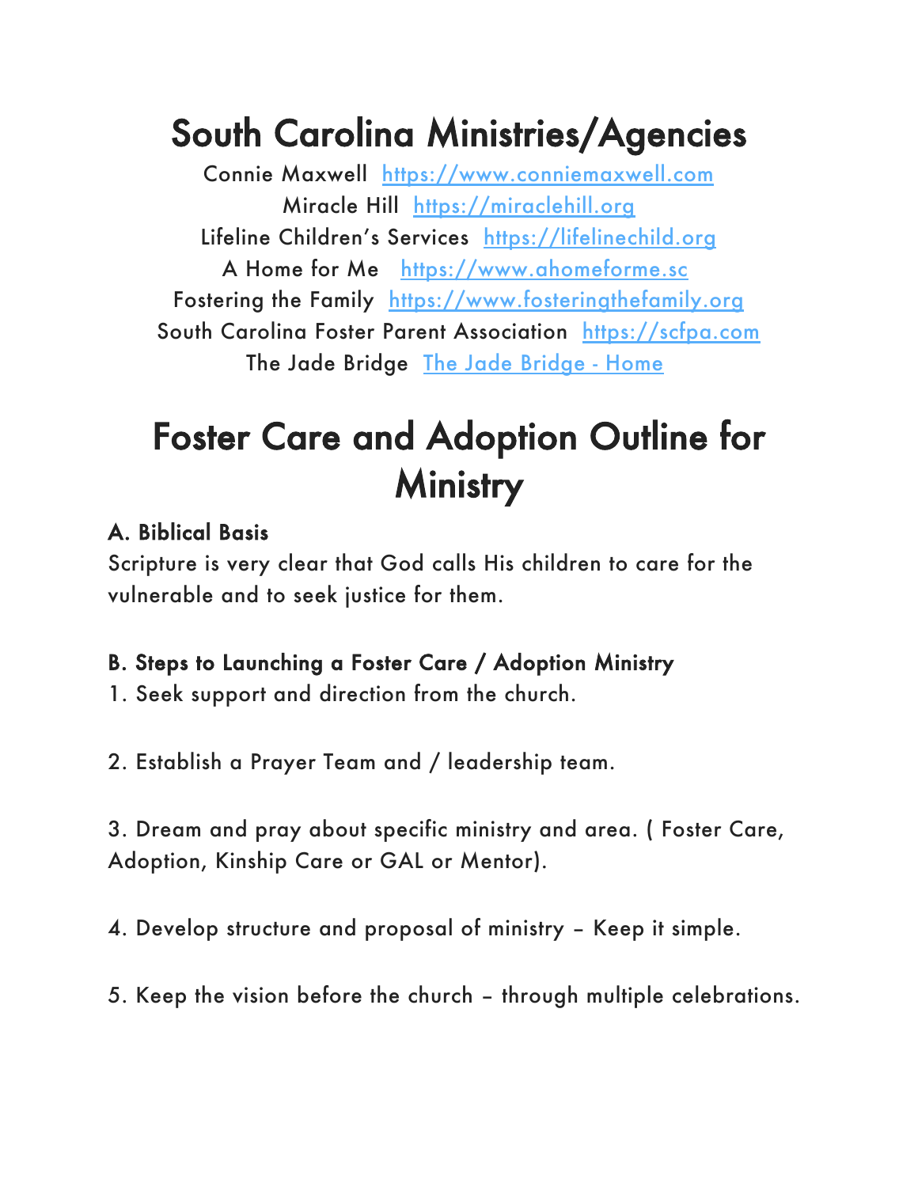# South Carolina Ministries/Agencies

Connie Maxwell [https://www.conniemaxwell.com](https://www.conniemaxwell.com)
Miracle Hill [https://miraclehill.org](https://miraclehill.org)
Lifeline Children's Services [https://lifelinechild.org](https://lifelinechild.org)
A Home for Me [https://www.ahomeforme.sc](https://www.ahomeforme.sc)
Fostering the Family [https://www.fosteringthefamily.org](https://www.fosteringthefamily.org)
South Carolina Foster Parent Association [https://scfpa.com](https://scfpa.com)
The Jade Bridge The Jade Bridge - Home

# Foster Care and Adoption Outline for Ministry

### A. Biblical Basis

Scripture is very clear that God calls His children to care for the vulnerable and to seek justice for them.

### B. Steps to Launching a Foster Care / Adoption Ministry

1. Seek support and direction from the church.

2. Establish a Prayer Team and / leadership team.

3. Dream and pray about specific ministry and area. ( Foster Care, Adoption, Kinship Care or GAL or Mentor).

4. Develop structure and proposal of ministry – Keep it simple.

5. Keep the vision before the church – through multiple celebrations.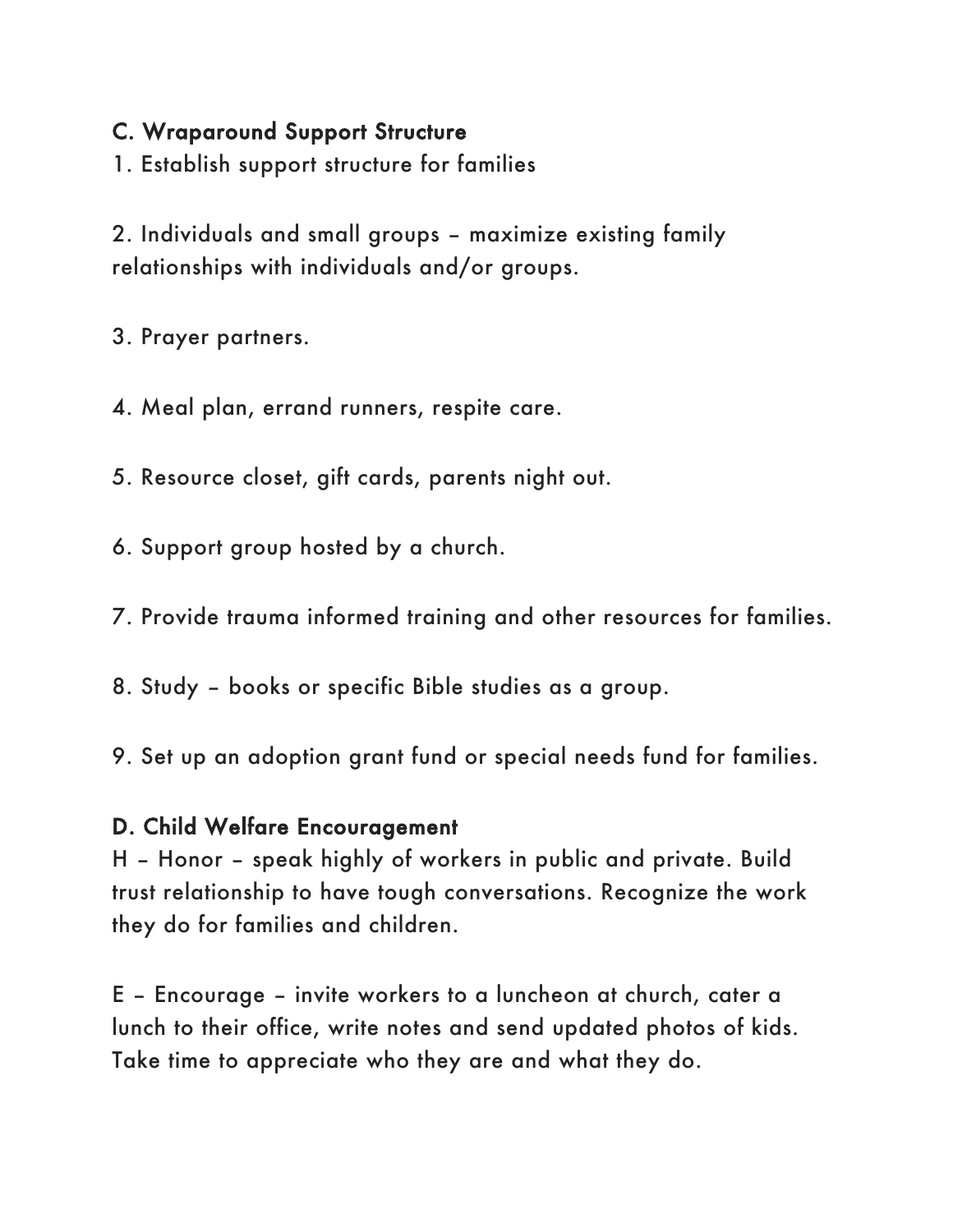### C. Wraparound Support Structure

1. Establish support structure for families

2. Individuals and small groups – maximize existing family relationships with individuals and/or groups.

3. Prayer partners.

4. Meal plan, errand runners, respite care.

5. Resource closet, gift cards, parents night out.

6. Support group hosted by a church.

7. Provide trauma informed training and other resources for families.

8. Study – books or specific Bible studies as a group.

9. Set up an adoption grant fund or special needs fund for families.

### D. Child Welfare Encouragement

H – Honor – speak highly of workers in public and private. Build trust relationship to have tough conversations. Recognize the work they do for families and children.

E – Encourage – invite workers to a luncheon at church, cater a lunch to their office, write notes and send updated photos of kids. Take time to appreciate who they are and what they do.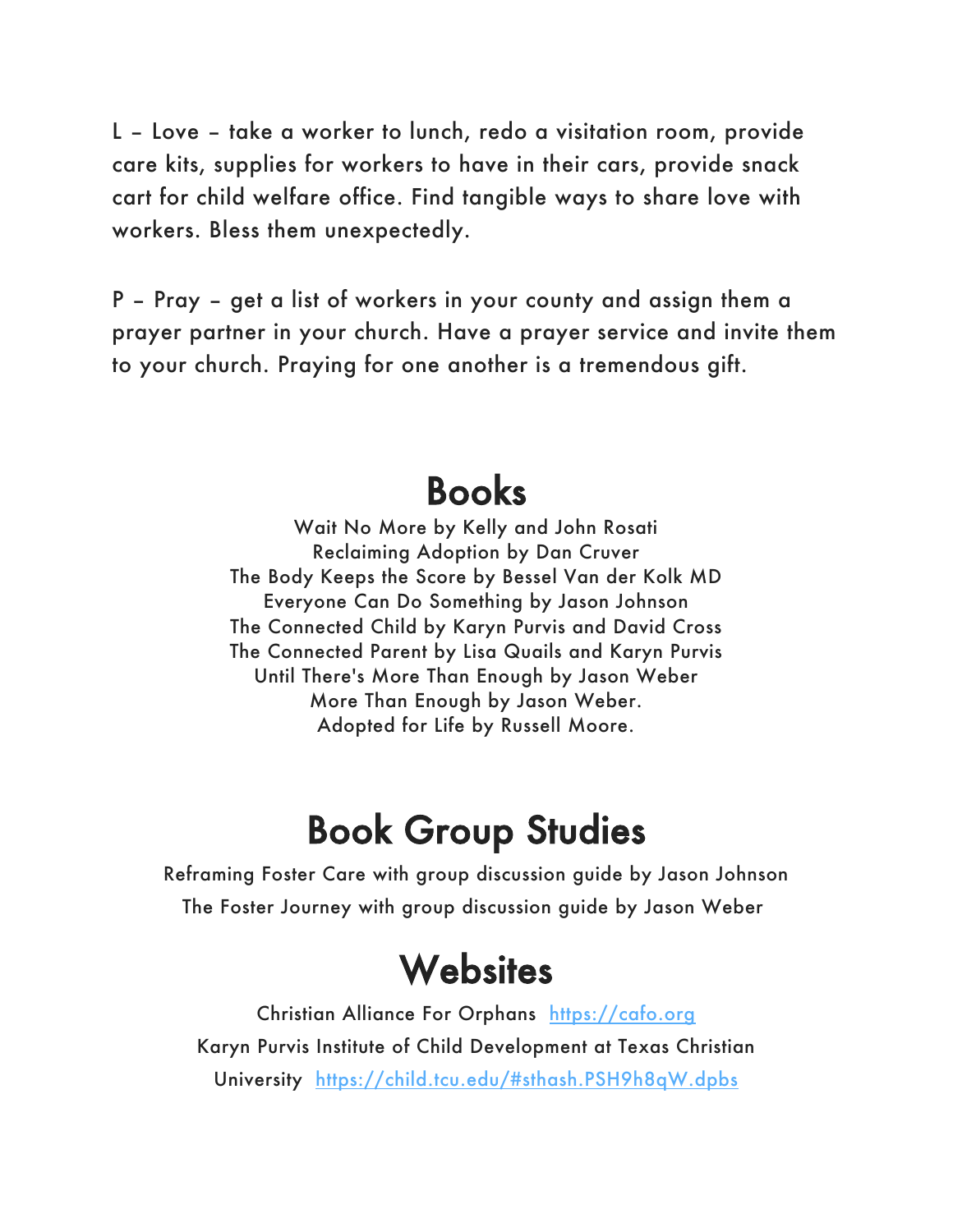L – Love – take a worker to lunch, redo a visitation room, provide care kits, supplies for workers to have in their cars, provide snack cart for child welfare office. Find tangible ways to share love with workers. Bless them unexpectedly.

P – Pray – get a list of workers in your county and assign them a prayer partner in your church. Have a prayer service and invite them to your church. Praying for one another is a tremendous gift.

## Books

Wait No More by Kelly and John Rosati
Reclaiming Adoption by Dan Cruver
The Body Keeps the Score by Bessel Van der Kolk MD
Everyone Can Do Something by Jason Johnson
The Connected Child by Karyn Purvis and David Cross
The Connected Parent by Lisa Quails and Karyn Purvis
Until There's More Than Enough by Jason Weber
More Than Enough by Jason Weber.
Adopted for Life by Russell Moore.

## Book Group Studies

Reframing Foster Care with group discussion guide by Jason Johnson
The Foster Journey with group discussion guide by Jason Weber

## Websites

Christian Alliance For Orphans [https://cafo.org](https://cafo.org)
Karyn Purvis Institute of Child Development at Texas Christian University [https://child.tcu.edu/#sthash.PSH9h8qW.dpbs](https://child.tcu.edu/#sthash.PSH9h8qW.dpbs)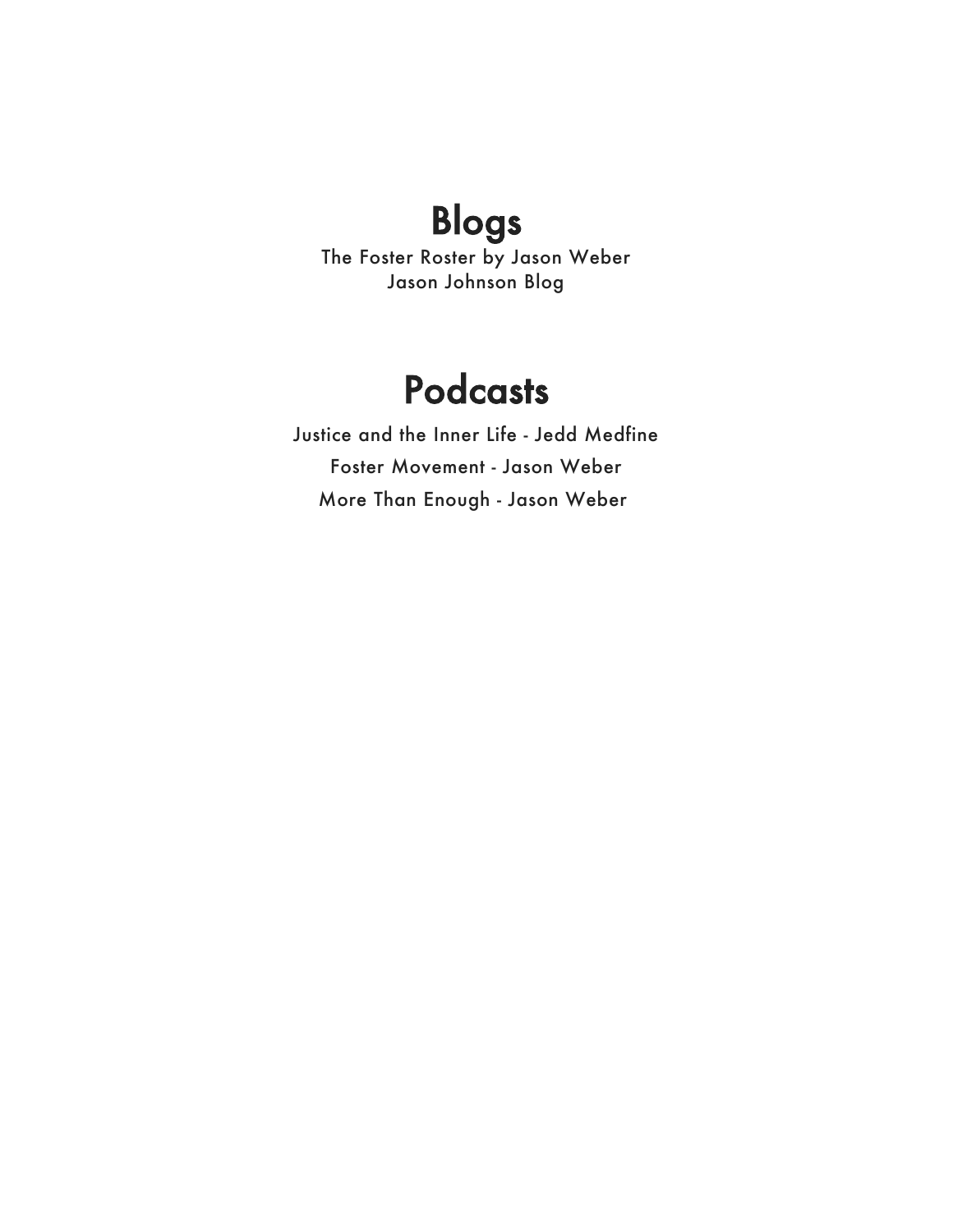# Blogs

The Foster Roster by Jason Weber

Jason Johnson Blog

# Podcasts

Justice and the Inner Life - Jedd Medfine

Foster Movement - Jason Weber

More Than Enough - Jason Weber